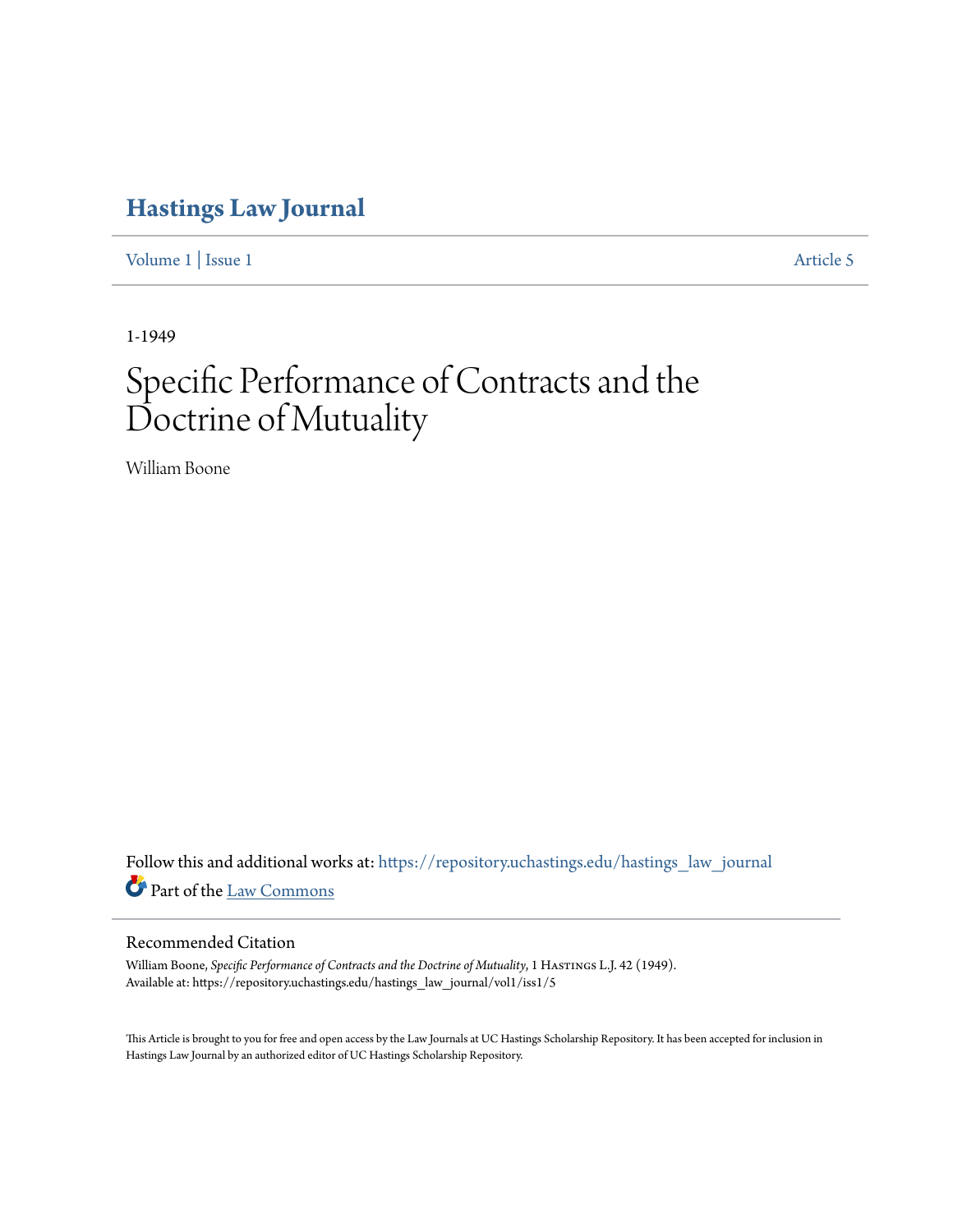# Hastings Law Journal

Volume 1 | Issue 1 Article 5

1-1949

# Specific Performance of Contracts and the Doctrine of Mutuality

William Boone

Follow this and additional works at: https://repository.uchastings.edu/hastings_law_journal

Part of the Law Commons

## Recommended Citation

William Boone, *Specific Performance of Contracts and the Doctrine of Mutuality*, 1 Hastings L.J. 42 (1949).
Available at: https://repository.uchastings.edu/hastings_law_journal/vol1/iss1/5

This Article is brought to you for free and open access by the Law Journals at UC Hastings Scholarship Repository. It has been accepted for inclusion in Hastings Law Journal by an authorized editor of UC Hastings Scholarship Repository.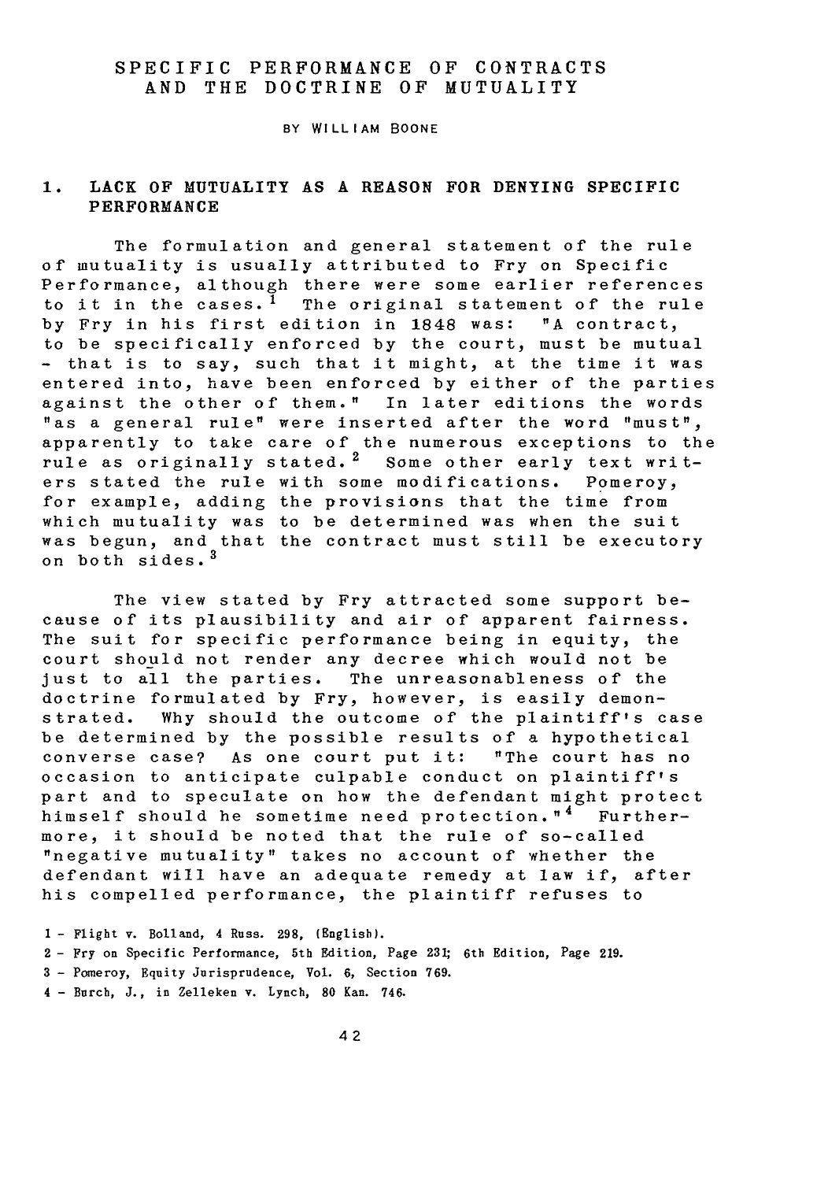# SPECIFIC PERFORMANCE OF CONTRACTS AND THE DOCTRINE OF MUTUALITY

BY WILLIAM BOONE

## 1. LACK OF MUTUALITY AS A REASON FOR DENYING SPECIFIC PERFORMANCE

The formulation and general statement of the rule of mutuality is usually attributed to Fry on Specific Performance, although there were some earlier references to it in the cases.[1] The original statement of the rule by Fry in his first edition in 1848 was: "A contract, to be specifically enforced by the court, must be mutual - that is to say, such that it might, at the time it was entered into, have been enforced by either of the parties against the other of them." In later editions the words "as a general rule" were inserted after the word "must", apparently to take care of the numerous exceptions to the rule as originally stated.[2] Some other early text writers stated the rule with some modifications. Pomeroy, for example, adding the provisions that the time from which mutuality was to be determined was when the suit was begun, and that the contract must still be executory on both sides.[3]

The view stated by Fry attracted some support because of its plausibility and air of apparent fairness. The suit for specific performance being in equity, the court should not render any decree which would not be just to all the parties. The unreasonableness of the doctrine formulated by Fry, however, is easily demonstrated. Why should the outcome of the plaintiff's case be determined by the possible results of a hypothetical converse case? As one court put it: "The court has no occasion to anticipate culpable conduct on plaintiff's part and to speculate on how the defendant might protect himself should he sometime need protection."[4] Furthermore, it should be noted that the rule of so-called "negative mutuality" takes no account of whether the defendant will have an adequate remedy at law if, after his compelled performance, the plaintiff refuses to

1 - Flight v. Bolland, 4 Russ. 298, (English).

2 - Fry on Specific Performance, 5th Edition, Page 231; 6th Edition, Page 219.

3 - Pomeroy, Equity Jurisprudence, Vol. 6, Section 769.

4 - Burch, J., in Zelleken v. Lynch, 80 Kan. 746.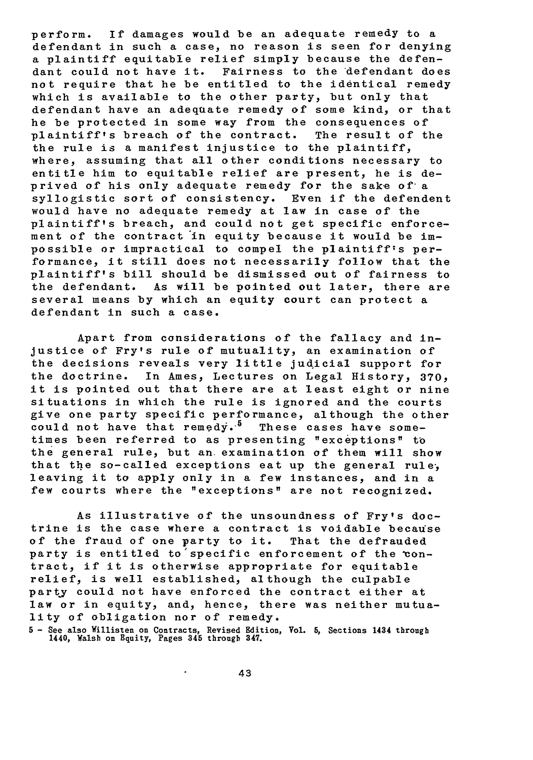perform. If damages would be an adequate remedy to a defendant in such a case, no reason is seen for denying a plaintiff equitable relief simply because the defendant could not have it. Fairness to the defendant does not require that he be entitled to the identical remedy which is available to the other party, but only that defendant have an adequate remedy of some kind, or that he be protected in some way from the consequences of plaintiff's breach of the contract. The result of the the rule is a manifest injustice to the plaintiff, where, assuming that all other conditions necessary to entitle him to equitable relief are present, he is deprived of his only adequate remedy for the sake of a syllogistic sort of consistency. Even if the defendent would have no adequate remedy at law in case of the plaintiff's breach, and could not get specific enforcement of the contract in equity because it would be impossible or impractical to compel the plaintiff's performance, it still does not necessarily follow that the plaintiff's bill should be dismissed out of fairness to the defendant. As will be pointed out later, there are several means by which an equity court can protect a defendant in such a case.

Apart from considerations of the fallacy and injustice of Fry's rule of mutuality, an examination of the decisions reveals very little judicial support for the doctrine. In Ames, Lectures on Legal History, 370, it is pointed out that there are at least eight or nine situations in which the rule is ignored and the courts give one party specific performance, although the other could not have that remedy.[5] These cases have sometimes been referred to as presenting "exceptions" to the general rule, but an examination of them will show that the so-called exceptions eat up the general rule, leaving it to apply only in a few instances, and in a few courts where the "exceptions" are not recognized.

As illustrative of the unsoundness of Fry's doctrine is the case where a contract is voidable because of the fraud of one party to it. That the defrauded party is entitled to specific enforcement of the contract, if it is otherwise appropriate for equitable relief, is well established, although the culpable party could not have enforced the contract either at law or in equity, and, hence, there was neither mutuality of obligation nor of remedy.

5 - See also Willisten on Contracts, Revised Edition, Vol. 5, Sections 1434 through 1440, Walsh on Equity, Pages 345 through 347.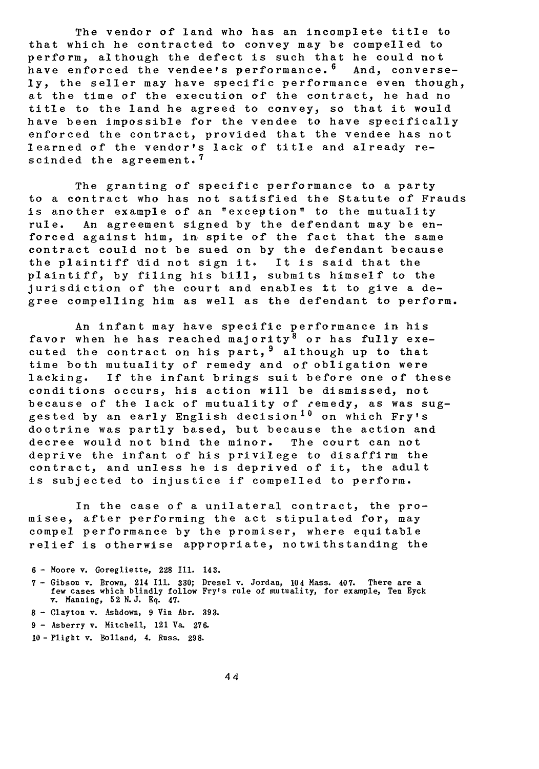The vendor of land who has an incomplete title to that which he contracted to convey may be compelled to perform, although the defect is such that he could not have enforced the vendee's performance.[6] And, conversely, the seller may have specific performance even though, at the time of the execution of the contract, he had no title to the land he agreed to convey, so that it would have been impossible for the vendee to have specifically enforced the contract, provided that the vendee has not learned of the vendor's lack of title and already rescinded the agreement.[7]

The granting of specific performance to a party to a contract who has not satisfied the Statute of Frauds is another example of an "exception" to the mutuality rule. An agreement signed by the defendant may be enforced against him, in spite of the fact that the same contract could not be sued on by the defendant because the plaintiff did not sign it. It is said that the plaintiff, by filing his bill, submits himself to the jurisdiction of the court and enables it to give a degree compelling him as well as the defendant to perform.

An infant may have specific performance in his favor when he has reached majority[8] or has fully executed the contract on his part,[9] although up to that time both mutuality of remedy and of obligation were lacking. If the infant brings suit before one of these conditions occurs, his action will be dismissed, not because of the lack of mutuality of remedy, as was suggested by an early English decision[10] on which Fry's doctrine was partly based, but because the action and decree would not bind the minor. The court can not deprive the infant of his privilege to disaffirm the contract, and unless he is deprived of it, the adult is subjected to injustice if compelled to perform.

In the case of a unilateral contract, the promisee, after performing the act stipulated for, may compel performance by the promiser, where equitable relief is otherwise appropriate, notwithstanding the

6 - Moore v. Goregliette, 228 Ill. 143.

7 - Gibson v. Brown, 214 Ill. 330; Dresel v. Jordan, 104 Mass. 407. There are a few cases which blindly follow Fry's rule of mutuality, for example, Ten Eyck v. Manning, 52 N.J. Eq. 47.

8 - Clayton v. Ashdown, 9 Vin Abr. 393.

9 - Asberry v. Mitchell, 121 Va. 276.

10 - Flight v. Bolland, 4. Russ. 298.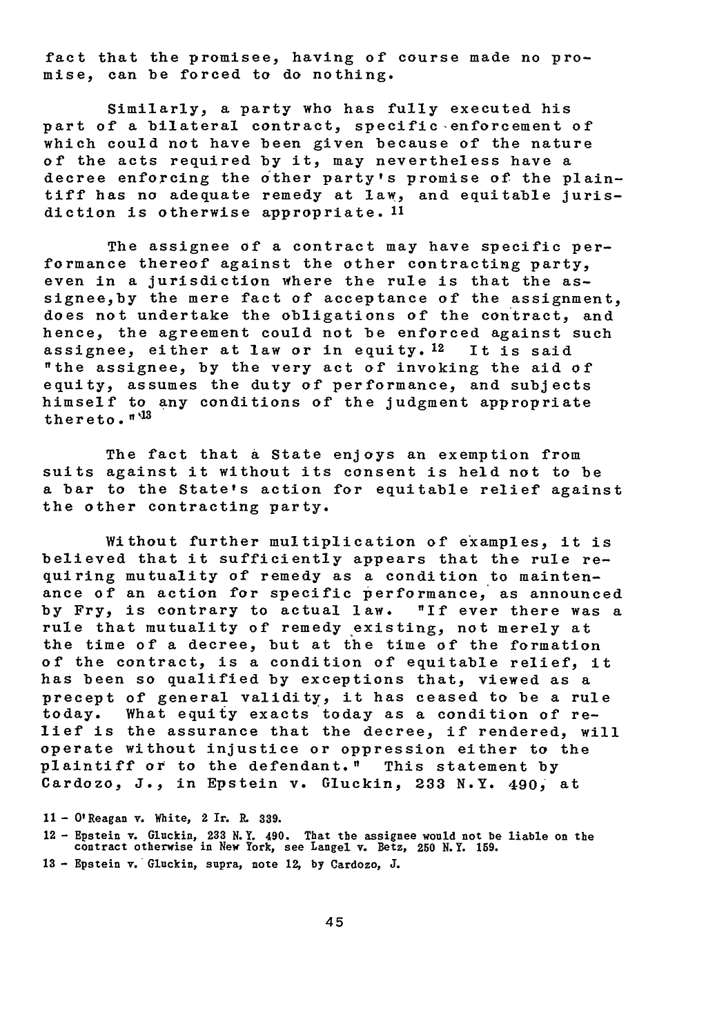fact that the promisee, having of course made no promise, can be forced to do nothing.

Similarly, a party who has fully executed his part of a bilateral contract, specific enforcement of which could not have been given because of the nature of the acts required by it, may nevertheless have a decree enforcing the other party's promise of the plaintiff has no adequate remedy at law, and equitable jurisdiction is otherwise appropriate. [11]

The assignee of a contract may have specific performance thereof against the other contracting party, even in a jurisdiction where the rule is that the assignee, by the mere fact of acceptance of the assignment, does not undertake the obligations of the contract, and hence, the agreement could not be enforced against such assignee, either at law or in equity. [12] It is said "the assignee, by the very act of invoking the aid of equity, assumes the duty of performance, and subjects himself to any conditions of the judgment appropriate thereto." [13]

The fact that a State enjoys an exemption from suits against it without its consent is held not to be a bar to the State's action for equitable relief against the other contracting party.

Without further multiplication of examples, it is believed that it sufficiently appears that the rule requiring mutuality of remedy as a condition to maintenance of an action for specific performance, as announced by Fry, is contrary to actual law. "If ever there was a rule that mutuality of remedy existing, not merely at the time of a decree, but at the time of the formation of the contract, is a condition of equitable relief, it has been so qualified by exceptions that, viewed as a precept of general validity, it has ceased to be a rule today. What equity exacts today as a condition of relief is the assurance that the decree, if rendered, will operate without injustice or oppression either to the plaintiff or to the defendant." This statement by Cardozo, J., in Epstein v. Gluckin, 233 N.Y. 490, at

11 - O'Reagan v. White, 2 Ir. R. 339.

12 - Epstein v. Gluckin, 233 N.Y. 490. That the assignee would not be liable on the contract otherwise in New York, see Langel v. Betz, 250 N.Y. 159.

13 - Epstein v. Gluckin, supra, note 12, by Cardozo, J.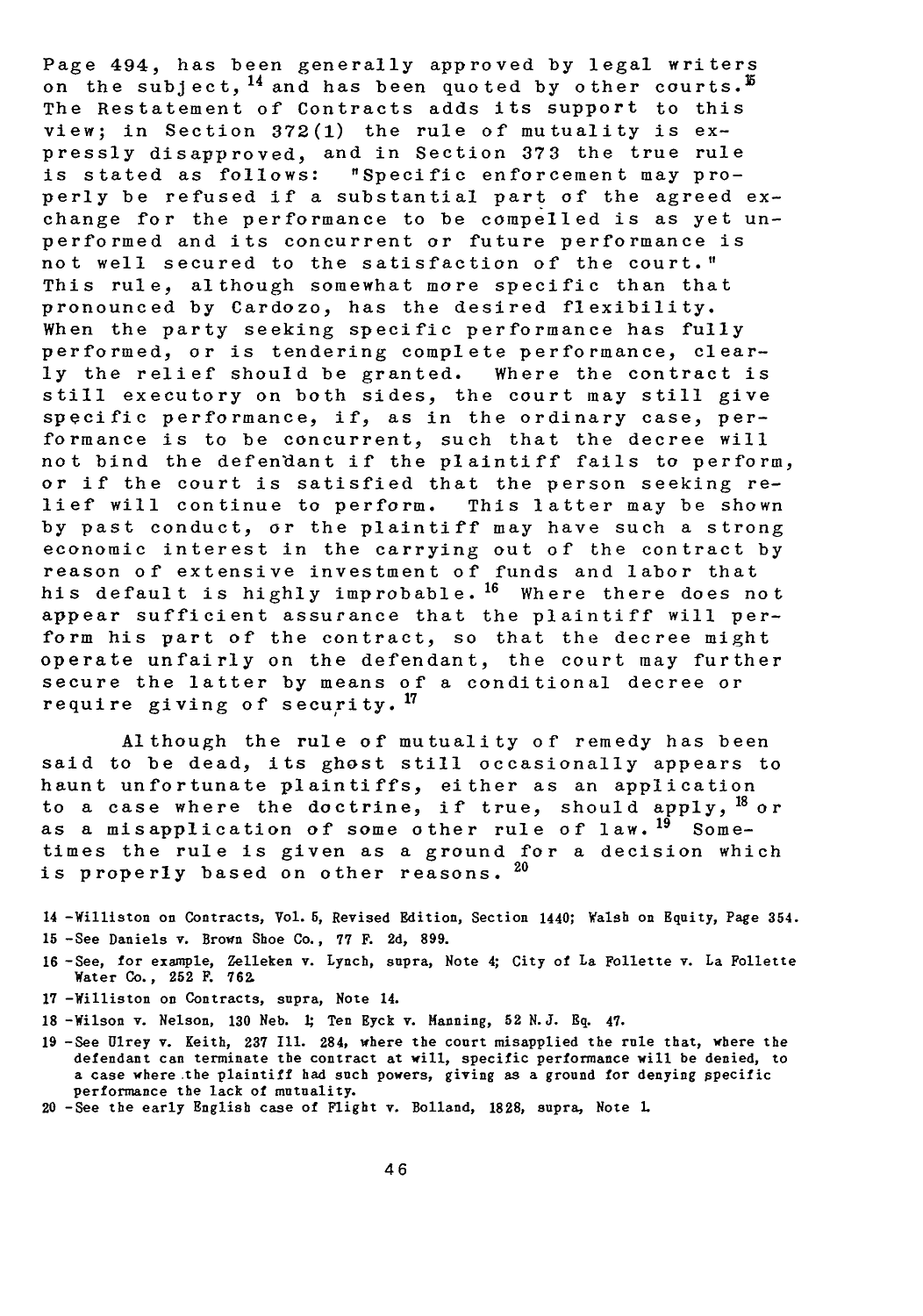Page 494, has been generally approved by legal writers on the subject,[14] and has been quoted by other courts.[15] The Restatement of Contracts adds its support to this view; in Section 372(1) the rule of mutuality is expressly disapproved, and in Section 373 the true rule is stated as follows: "Specific enforcement may properly be refused if a substantial part of the agreed exchange for the performance to be compelled is as yet unperformed and its concurrent or future performance is not well secured to the satisfaction of the court." This rule, although somewhat more specific than that pronounced by Cardozo, has the desired flexibility. When the party seeking specific performance has fully performed, or is tendering complete performance, clearly the relief should be granted. Where the contract is still executory on both sides, the court may still give specific performance, if, as in the ordinary case, performance is to be concurrent, such that the decree will not bind the defendant if the plaintiff fails to perform, or if the court is satisfied that the person seeking relief will continue to perform. This latter may be shown by past conduct, or the plaintiff may have such a strong economic interest in the carrying out of the contract by reason of extensive investment of funds and labor that his default is highly improbable.[16] Where there does not appear sufficient assurance that the plaintiff will perform his part of the contract, so that the decree might operate unfairly on the defendant, the court may further secure the latter by means of a conditional decree or require giving of security.[17]

Although the rule of mutuality of remedy has been said to be dead, its ghost still occasionally appears to haunt unfortunate plaintiffs, either as an application to a case where the doctrine, if true, should apply,[18] or as a misapplication of some other rule of law.[19] Sometimes the rule is given as a ground for a decision which is properly based on other reasons.[20]

14 -Williston on Contracts, Vol. 5, Revised Edition, Section 1440; Walsh on Equity, Page 354.

15 -See Daniels v. Brown Shoe Co., 77 F. 2d, 899.

16 -See, for example, Zelleken v. Lynch, supra, Note 4; City of La Follette v. La Follette Water Co., 252 F. 762.

17 -Williston on Contracts, supra, Note 14.

18 -Wilson v. Nelson, 130 Neb. 1; Ten Eyck v. Manning, 52 N.J. Eq. 47.

19 -See Ulrey v. Keith, 237 Ill. 284, where the court misapplied the rule that, where the defendant can terminate the contract at will, specific performance will be denied, to a case where the plaintiff had such powers, giving as a ground for denying specific performance the lack of mutuality.

20 -See the early English case of Flight v. Bolland, 1828, supra, Note 1.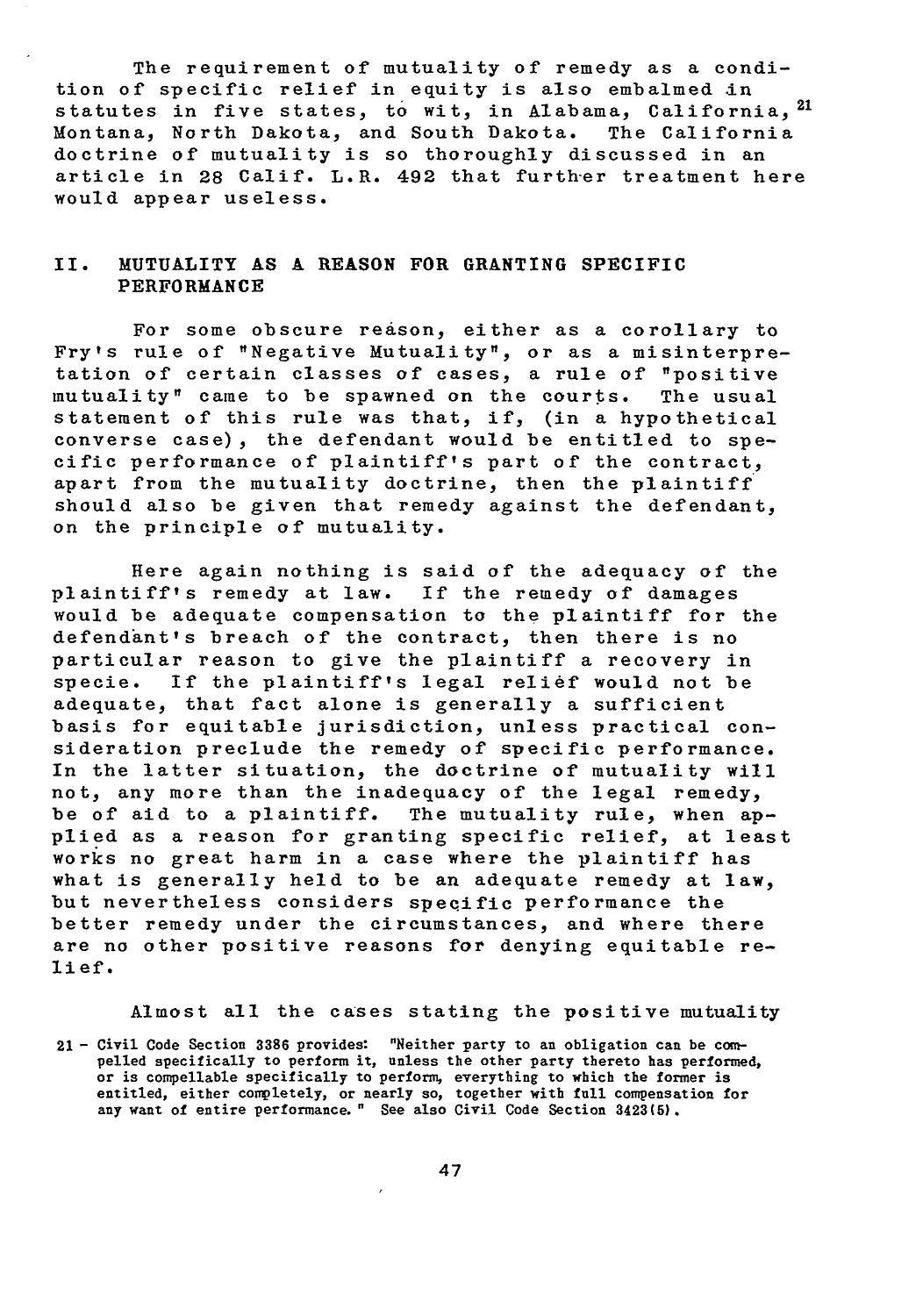The requirement of mutuality of remedy as a condition of specific relief in equity is also embalmed in statutes in five states, to wit, in Alabama, California,[21] Montana, North Dakota, and South Dakota. The California doctrine of mutuality is so thoroughly discussed in an article in 28 Calif. L.R. 492 that further treatment here would appear useless.

## II. MUTUALITY AS A REASON FOR GRANTING SPECIFIC PERFORMANCE

For some obscure reason, either as a corollary to Fry's rule of "Negative Mutuality", or as a misinterpretation of certain classes of cases, a rule of "positive mutuality" came to be spawned on the courts. The usual statement of this rule was that, if, (in a hypothetical converse case), the defendant would be entitled to specific performance of plaintiff's part of the contract, apart from the mutuality doctrine, then the plaintiff should also be given that remedy against the defendant, on the principle of mutuality.

Here again nothing is said of the adequacy of the plaintiff's remedy at law. If the remedy of damages would be adequate compensation to the plaintiff for the defendant's breach of the contract, then there is no particular reason to give the plaintiff a recovery in specie. If the plaintiff's legal relief would not be adequate, that fact alone is generally a sufficient basis for equitable jurisdiction, unless practical consideration preclude the remedy of specific performance. In the latter situation, the doctrine of mutuality will not, any more than the inadequacy of the legal remedy, be of aid to a plaintiff. The mutuality rule, when applied as a reason for granting specific relief, at least works no great harm in a case where the plaintiff has what is generally held to be an adequate remedy at law, but nevertheless considers specific performance the better remedy under the circumstances, and where there are no other positive reasons for denying equitable relief.

Almost all the cases stating the positive mutuality

21 - Civil Code Section 3386 provides: "Neither party to an obligation can be compelled specifically to perform it, unless the other party thereto has performed, or is compellable specifically to perform, everything to which the former is entitled, either completely, or nearly so, together with full compensation for any want of entire performance." See also Civil Code Section 3423(5).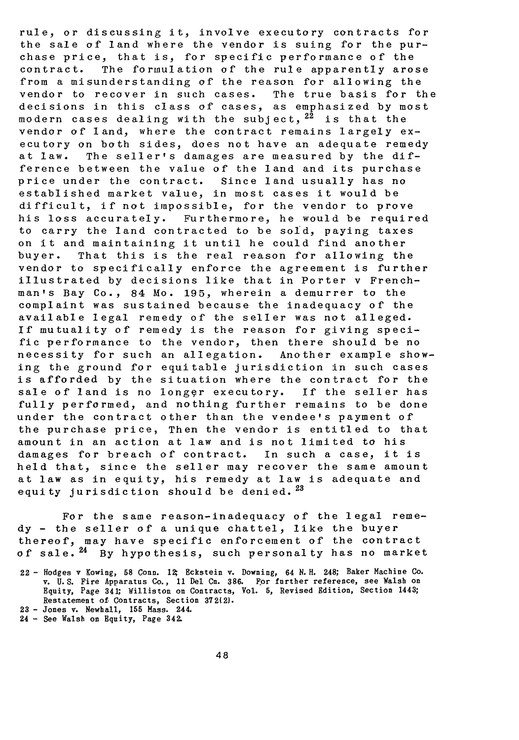rule, or discussing it, involve executory contracts for the sale of land where the vendor is suing for the purchase price, that is, for specific performance of the contract. The formulation of the rule apparently arose from a misunderstanding of the reason for allowing the vendor to recover in such cases. The true basis for the decisions in this class of cases, as emphasized by most modern cases dealing with the subject,[22] is that the vendor of land, where the contract remains largely executory on both sides, does not have an adequate remedy at law. The seller's damages are measured by the difference between the value of the land and its purchase price under the contract. Since land usually has no established market value, in most cases it would be difficult, if not impossible, for the vendor to prove his loss accurately. Furthermore, he would be required to carry the land contracted to be sold, paying taxes on it and maintaining it until he could find another buyer. That this is the real reason for allowing the vendor to specifically enforce the agreement is further illustrated by decisions like that in Porter v Frenchman's Bay Co., 84 Mo. 195, wherein a demurrer to the complaint was sustained because the inadequacy of the available legal remedy of the seller was not alleged. If mutuality of remedy is the reason for giving specific performance to the vendor, then there should be no necessity for such an allegation. Another example showing the ground for equitable jurisdiction in such cases is afforded by the situation where the contract for the sale of land is no longer executory. If the seller has fully performed, and nothing further remains to be done under the contract other than the vendee's payment of the purchase price, Then the vendor is entitled to that amount in an action at law and is not limited to his damages for breach of contract. In such a case, it is held that, since the seller may recover the same amount at law as in equity, his remedy at law is adequate and equity jurisdiction should be denied.[23]

For the same reason-inadequacy of the legal remedy - the seller of a unique chattel, like the buyer thereof, may have specific enforcement of the contract of sale.[24] By hypothesis, such personalty has no market

22 - Hodges v Kowing, 58 Conn. 12; Eckstein v. Downing, 64 N.H. 248; Baker Machine Co. v. U.S. Fire Apparatus Co., 11 Del Ch. 386. For further reference, see Walsh on Equity, Page 341; Williston on Contracts, Vol. 5, Revised Edition, Section 1443; Restatement of Contracts, Section 372(2).

23 - Jones v. Newhall, 155 Mass. 244.

24 - See Walsh on Equity, Page 342.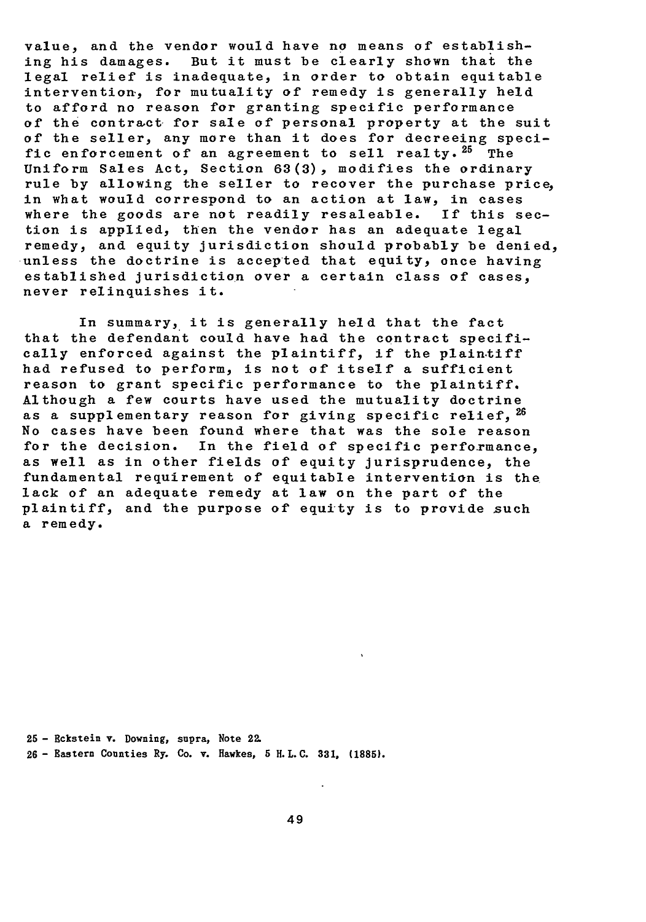value, and the vendor would have no means of establishing his damages. But it must be clearly shown that the legal relief is inadequate, in order to obtain equitable intervention, for mutuality of remedy is generally held to afford no reason for granting specific performance of the contract for sale of personal property at the suit of the seller, any more than it does for decreeing specific enforcement of an agreement to sell realty.[25] The Uniform Sales Act, Section 63(3), modifies the ordinary rule by allowing the seller to recover the purchase price, in what would correspond to an action at law, in cases where the goods are not readily resaleable. If this section is applied, then the vendor has an adequate legal remedy, and equity jurisdiction should probably be denied, unless the doctrine is accepted that equity, once having established jurisdiction over a certain class of cases, never relinquishes it.

In summary, it is generally held that the fact that the defendant could have had the contract specifically enforced against the plaintiff, if the plaintiff had refused to perform, is not of itself a sufficient reason to grant specific performance to the plaintiff. Although a few courts have used the mutuality doctrine as a supplementary reason for giving specific relief,[26] No cases have been found where that was the sole reason for the decision. In the field of specific performance, as well as in other fields of equity jurisprudence, the fundamental requirement of equitable intervention is the lack of an adequate remedy at law on the part of the plaintiff, and the purpose of equity is to provide such a remedy.

25 - Eckstein v. Downing, supra, Note 22.

26 - Eastern Counties Ry. Co. v. Hawkes, 5 H.L.C. 331, (1885).